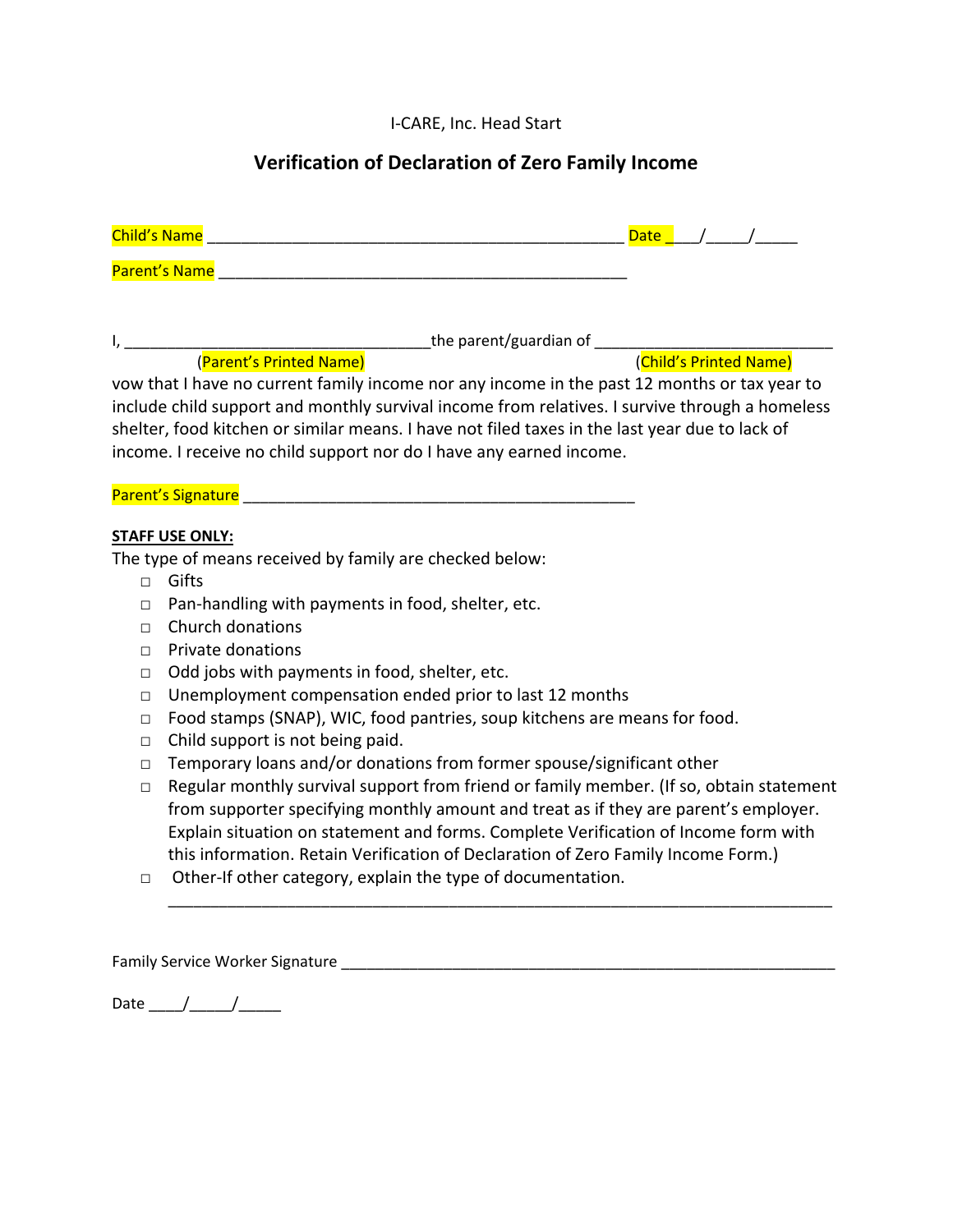I-CARE, Inc. Head Start

## Verification of Declaration of Zero Family Income

Child's Name ________________________________________________ Date ____/_____/_____

Parent's Name _______________________________________________

I, ___________________________________the parent/guardian of ___________________________
(Parent's Printed Name) (Child's Printed Name)

vow that I have no current family income nor any income in the past 12 months or tax year to include child support and monthly survival income from relatives. I survive through a homeless shelter, food kitchen or similar means. I have not filed taxes in the last year due to lack of income. I receive no child support nor do I have any earned income.

Parent's Signature ____________________________________________

**STAFF USE ONLY:**

The type of means received by family are checked below:

- □ Gifts
- □ Pan-handling with payments in food, shelter, etc.
- □ Church donations
- □ Private donations
- □ Odd jobs with payments in food, shelter, etc.
- □ Unemployment compensation ended prior to last 12 months
- □ Food stamps (SNAP), WIC, food pantries, soup kitchens are means for food.
- □ Child support is not being paid.
- □ Temporary loans and/or donations from former spouse/significant other
- □ Regular monthly survival support from friend or family member. (If so, obtain statement from supporter specifying monthly amount and treat as if they are parent's employer. Explain situation on statement and forms. Complete Verification of Income form with this information. Retain Verification of Declaration of Zero Family Income Form.)
- □ Other-If other category, explain the type of documentation.
  ___________________________________________________________________________

Family Service Worker Signature ________________________________________________________

Date ____/_____/_____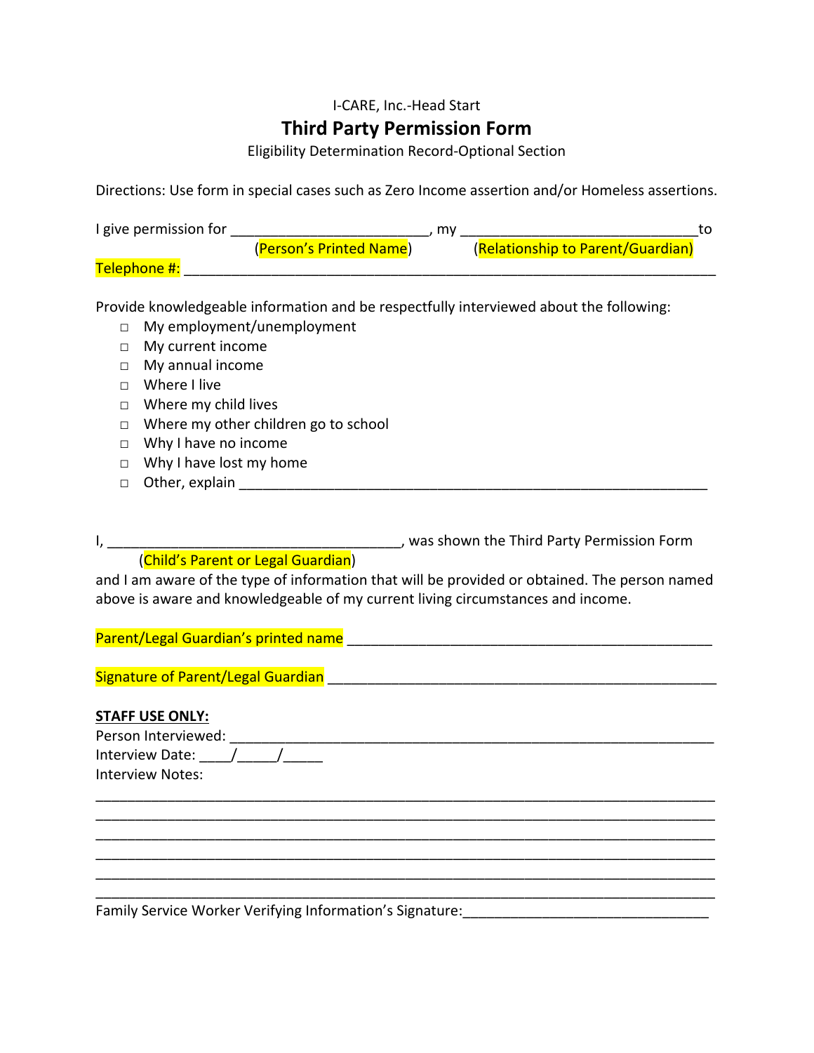I-CARE, Inc.-Head Start

# Third Party Permission Form

Eligibility Determination Record-Optional Section

Directions: Use form in special cases such as Zero Income assertion and/or Homeless assertions.

I give permission for _________________________, my ______________________________to
(Person's Printed Name) (Relationship to Parent/Guardian)
Telephone #: ____________________________________________________________________

Provide knowledgeable information and be respectfully interviewed about the following:

- □ My employment/unemployment
- □ My current income
- □ My annual income
- □ Where I live
- □ Where my child lives
- □ Where my other children go to school
- □ Why I have no income
- □ Why I have lost my home
- □ Other, explain ___________________________________________________________

I, ____________________________________, was shown the Third Party Permission Form
(Child's Parent or Legal Guardian)
and I am aware of the type of information that will be provided or obtained. The person named above is aware and knowledgeable of my current living circumstances and income.

Parent/Legal Guardian's printed name _______________________________________________

Signature of Parent/Legal Guardian _________________________________________________

**STAFF USE ONLY:**

Person Interviewed: ______________________________________________________________
Interview Date: ____/_____/_____
Interview Notes:

________________________________________________________________________________
________________________________________________________________________________
________________________________________________________________________________
________________________________________________________________________________
________________________________________________________________________________
________________________________________________________________________________

Family Service Worker Verifying Information's Signature:_______________________________